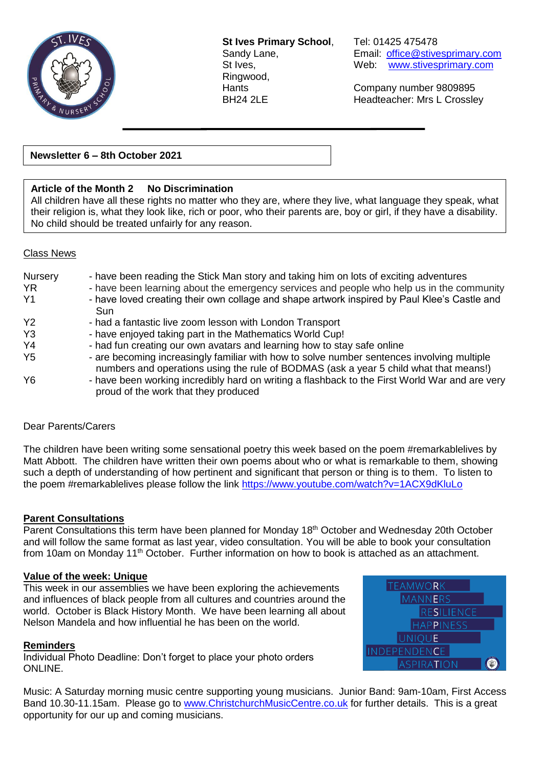**St Ives Primary School**,
Sandy Lane,
St Ives,
Ringwood,
Hants
BH24 2LE

Tel: 01425 475478
Email: office@stivesprimary.com
Web: www.stivesprimary.com

Company number 9809895
Headteacher: Mrs L Crossley

**Newsletter 6 – 8th October 2021**

**Article of the Month 2 No Discrimination**
All children have all these rights no matter who they are, where they live, what language they speak, what their religion is, what they look like, rich or poor, who their parents are, boy or girl, if they have a disability. No child should be treated unfairly for any reason.

## Class News

| | |
|---|---|
| Nursery | - have been reading the Stick Man story and taking him on lots of exciting adventures |
| YR | - have been learning about the emergency services and people who help us in the community |
| Y1 | - have loved creating their own collage and shape artwork inspired by Paul Klee's Castle and Sun |
| Y2 | - had a fantastic live zoom lesson with London Transport |
| Y3 | - have enjoyed taking part in the Mathematics World Cup! |
| Y4 | - had fun creating our own avatars and learning how to stay safe online |
| Y5 | - are becoming increasingly familiar with how to solve number sentences involving multiple numbers and operations using the rule of BODMAS (ask a year 5 child what that means!) |
| Y6 | - have been working incredibly hard on writing a flashback to the First World War and are very proud of the work that they produced |

Dear Parents/Carers

The children have been writing some sensational poetry this week based on the poem #remarkablelives by Matt Abbott. The children have written their own poems about who or what is remarkable to them, showing such a depth of understanding of how pertinent and significant that person or thing is to them. To listen to the poem #remarkablelives please follow the link https://www.youtube.com/watch?v=1ACX9dKluLo

## Parent Consultations

Parent Consultations this term have been planned for Monday 18th October and Wednesday 20th October and will follow the same format as last year, video consultation. You will be able to book your consultation from 10am on Monday 11th October. Further information on how to book is attached as an attachment.

## Value of the week: Unique

This week in our assemblies we have been exploring the achievements and influences of black people from all cultures and countries around the world. October is Black History Month. We have been learning all about Nelson Mandela and how influential he has been on the world.

TEAMWORK
MANNERS
RESILIENCE
HAPPINESS
UNIQUE
INDEPENDENCE
ASPIRATION

## Reminders

Individual Photo Deadline: Don't forget to place your photo orders ONLINE.

Music: A Saturday morning music centre supporting young musicians. Junior Band: 9am-10am, First Access Band 10.30-11.15am. Please go to www.ChristchurchMusicCentre.co.uk for further details. This is a great opportunity for our up and coming musicians.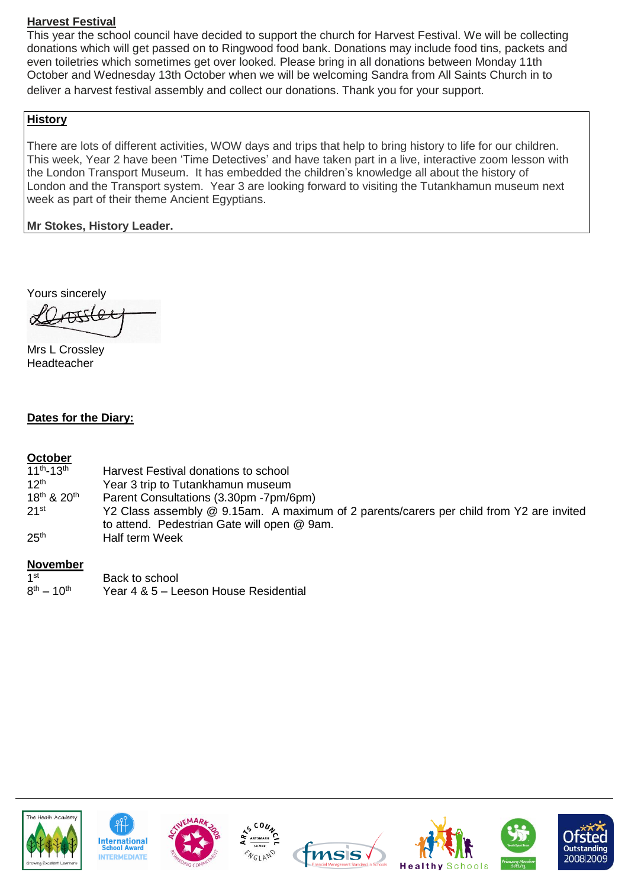## Harvest Festival

This year the school council have decided to support the church for Harvest Festival. We will be collecting donations which will get passed on to Ringwood food bank. Donations may include food tins, packets and even toiletries which sometimes get over looked. Please bring in all donations between Monday 11th October and Wednesday 13th October when we will be welcoming Sandra from All Saints Church in to deliver a harvest festival assembly and collect our donations. Thank you for your support.

## History

There are lots of different activities, WOW days and trips that help to bring history to life for our children. This week, Year 2 have been 'Time Detectives' and have taken part in a live, interactive zoom lesson with the London Transport Museum. It has embedded the children's knowledge all about the history of London and the Transport system. Year 3 are looking forward to visiting the Tutankhamun museum next week as part of their theme Ancient Egyptians.

**Mr Stokes, History Leader.**

Yours sincerely

Mrs L Crossley
Headteacher

## Dates for the Diary:

**October**

| | |
|---|---|
| 11th-13th | Harvest Festival donations to school |
| 12th | Year 3 trip to Tutankhamun museum |
| 18th & 20th | Parent Consultations (3.30pm -7pm/6pm) |
| 21st | Y2 Class assembly @ 9.15am. A maximum of 2 parents/carers per child from Y2 are invited to attend. Pedestrian Gate will open @ 9am. |
| 25th | Half term Week |

**November**

| | |
|---|---|
| 1st | Back to school |
| 8th – 10th | Year 4 & 5 – Leeson House Residential |